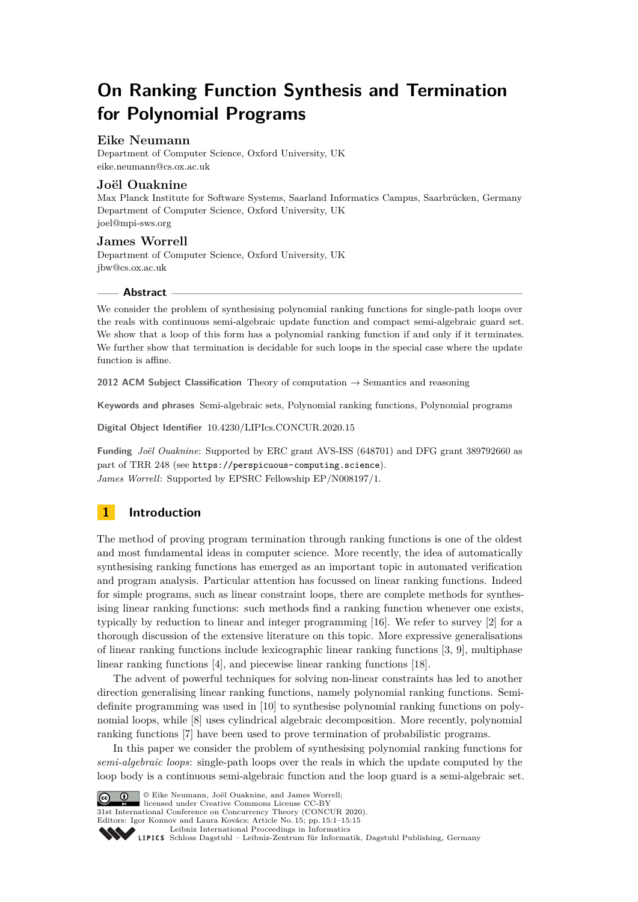# On Ranking Function Synthesis and Termination for Polynomial Programs

**Eike Neumann**
Department of Computer Science, Oxford University, UK
eike.neumann@cs.ox.ac.uk

**Joël Ouaknine**
Max Planck Institute for Software Systems, Saarland Informatics Campus, Saarbrücken, Germany
Department of Computer Science, Oxford University, UK
joel@mpi-sws.org

**James Worrell**
Department of Computer Science, Oxford University, UK
jbw@cs.ox.ac.uk

## Abstract

We consider the problem of synthesising polynomial ranking functions for single-path loops over the reals with continuous semi-algebraic update function and compact semi-algebraic guard set. We show that a loop of this form has a polynomial ranking function if and only if it terminates. We further show that termination is decidable for such loops in the special case where the update function is affine.

**2012 ACM Subject Classification** Theory of computation → Semantics and reasoning

**Keywords and phrases** Semi-algebraic sets, Polynomial ranking functions, Polynomial programs

**Digital Object Identifier** 10.4230/LIPIcs.CONCUR.2020.15

**Funding** *Joël Ouaknine*: Supported by ERC grant AVS-ISS (648701) and DFG grant 389792660 as part of TRR 248 (see https://perspicuous-computing.science).
*James Worrell*: Supported by EPSRC Fellowship EP/N008197/1.

## 1 Introduction

The method of proving program termination through ranking functions is one of the oldest and most fundamental ideas in computer science. More recently, the idea of automatically synthesising ranking functions has emerged as an important topic in automated verification and program analysis. Particular attention has focussed on linear ranking functions. Indeed for simple programs, such as linear constraint loops, there are complete methods for synthesising linear ranking functions: such methods find a ranking function whenever one exists, typically by reduction to linear and integer programming [16]. We refer to survey [2] for a thorough discussion of the extensive literature on this topic. More expressive generalisations of linear ranking functions include lexicographic linear ranking functions [3, 9], multiphase linear ranking functions [4], and piecewise linear ranking functions [18].

The advent of powerful techniques for solving non-linear constraints has led to another direction generalising linear ranking functions, namely polynomial ranking functions. Semi-definite programming was used in [10] to synthesise polynomial ranking functions on polynomial loops, while [8] uses cylindrical algebraic decomposition. More recently, polynomial ranking functions [7] have been used to prove termination of probabilistic programs.

In this paper we consider the problem of synthesising polynomial ranking functions for *semi-algebraic loops*: single-path loops over the reals in which the update computed by the loop body is a continuous semi-algebraic function and the loop guard is a semi-algebraic set.

© Eike Neumann, Joël Ouaknine, and James Worrell;
licensed under Creative Commons License CC-BY
31st International Conference on Concurrency Theory (CONCUR 2020).
Editors: Igor Konnov and Laura Kovács; Article No. 15; pp. 15:1–15:15
Leibniz International Proceedings in Informatics
Schloss Dagstuhl – Leibniz-Zentrum für Informatik, Dagstuhl Publishing, Germany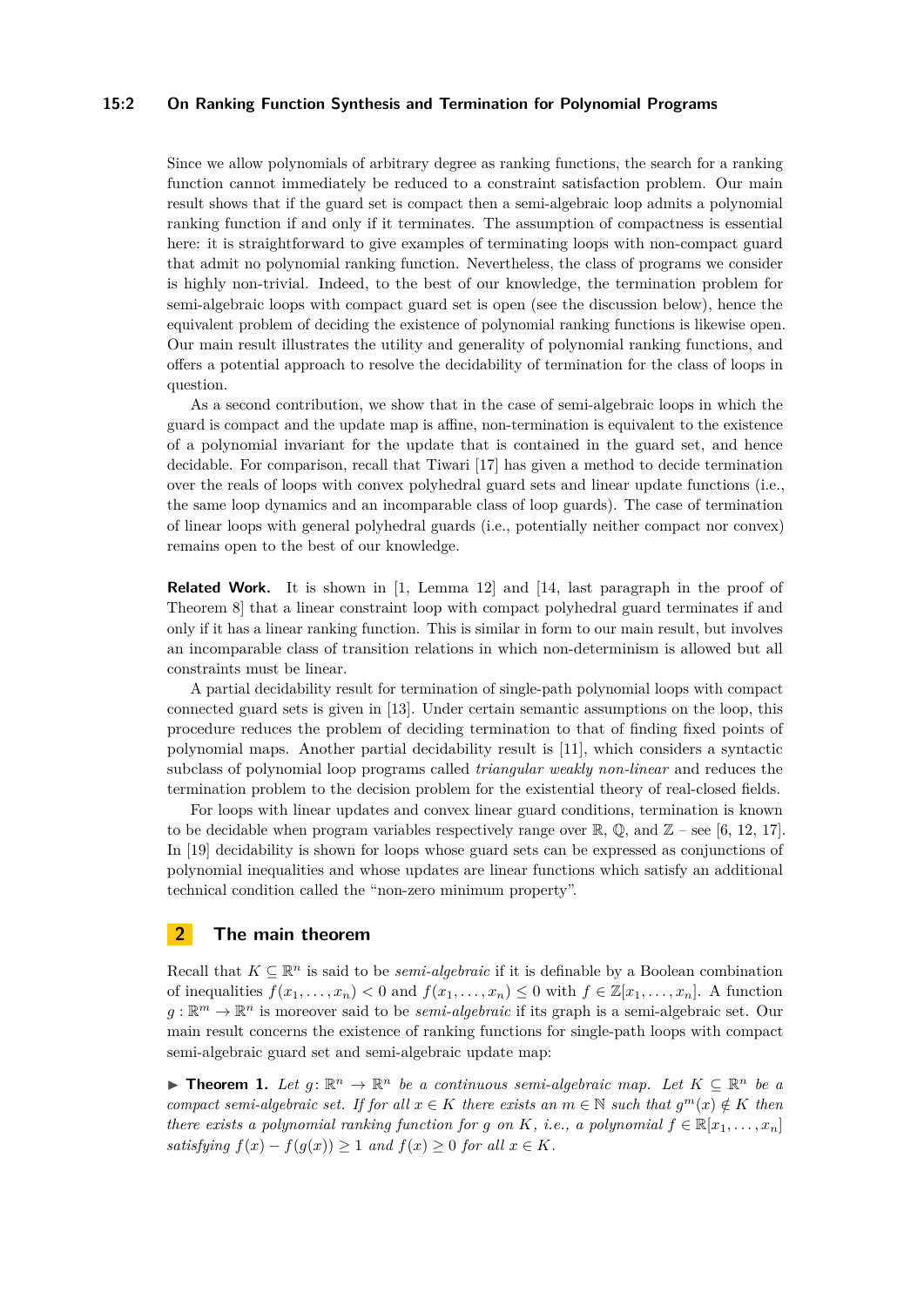Since we allow polynomials of arbitrary degree as ranking functions, the search for a ranking function cannot immediately be reduced to a constraint satisfaction problem. Our main result shows that if the guard set is compact then a semi-algebraic loop admits a polynomial ranking function if and only if it terminates. The assumption of compactness is essential here: it is straightforward to give examples of terminating loops with non-compact guard that admit no polynomial ranking function. Nevertheless, the class of programs we consider is highly non-trivial. Indeed, to the best of our knowledge, the termination problem for semi-algebraic loops with compact guard set is open (see the discussion below), hence the equivalent problem of deciding the existence of polynomial ranking functions is likewise open. Our main result illustrates the utility and generality of polynomial ranking functions, and offers a potential approach to resolve the decidability of termination for the class of loops in question.

As a second contribution, we show that in the case of semi-algebraic loops in which the guard is compact and the update map is affine, non-termination is equivalent to the existence of a polynomial invariant for the update that is contained in the guard set, and hence decidable. For comparison, recall that Tiwari [17] has given a method to decide termination over the reals of loops with convex polyhedral guard sets and linear update functions (i.e., the same loop dynamics and an incomparable class of loop guards). The case of termination of linear loops with general polyhedral guards (i.e., potentially neither compact nor convex) remains open to the best of our knowledge.

**Related Work.** It is shown in [1, Lemma 12] and [14, last paragraph in the proof of Theorem 8] that a linear constraint loop with compact polyhedral guard terminates if and only if it has a linear ranking function. This is similar in form to our main result, but involves an incomparable class of transition relations in which non-determinism is allowed but all constraints must be linear.

A partial decidability result for termination of single-path polynomial loops with compact connected guard sets is given in [13]. Under certain semantic assumptions on the loop, this procedure reduces the problem of deciding termination to that of finding fixed points of polynomial maps. Another partial decidability result is [11], which considers a syntactic subclass of polynomial loop programs called *triangular weakly non-linear* and reduces the termination problem to the decision problem for the existential theory of real-closed fields.

For loops with linear updates and convex linear guard conditions, termination is known to be decidable when program variables respectively range over $\mathbb{R}$, $\mathbb{Q}$, and $\mathbb{Z}$ – see [6, 12, 17]. In [19] decidability is shown for loops whose guard sets can be expressed as conjunctions of polynomial inequalities and whose updates are linear functions which satisfy an additional technical condition called the "non-zero minimum property".

## 2 The main theorem

Recall that $K \subseteq \mathbb{R}^n$ is said to be *semi-algebraic* if it is definable by a Boolean combination of inequalities $f(x_1, \dots, x_n) < 0$ and $f(x_1, \dots, x_n) \leq 0$ with $f \in \mathbb{Z}[x_1, \dots, x_n]$. A function $g : \mathbb{R}^m \to \mathbb{R}^n$ is moreover said to be *semi-algebraic* if its graph is a semi-algebraic set. Our main result concerns the existence of ranking functions for single-path loops with compact semi-algebraic guard set and semi-algebraic update map:

▶ **Theorem 1.** *Let $g \colon \mathbb{R}^n \to \mathbb{R}^n$ be a continuous semi-algebraic map. Let $K \subseteq \mathbb{R}^n$ be a compact semi-algebraic set. If for all $x \in K$ there exists an $m \in \mathbb{N}$ such that $g^m(x) \notin K$ then there exists a polynomial ranking function for $g$ on $K$, i.e., a polynomial $f \in \mathbb{R}[x_1, \dots, x_n]$ satisfying $f(x) - f(g(x)) \geq 1$ and $f(x) \geq 0$ for all $x \in K$.*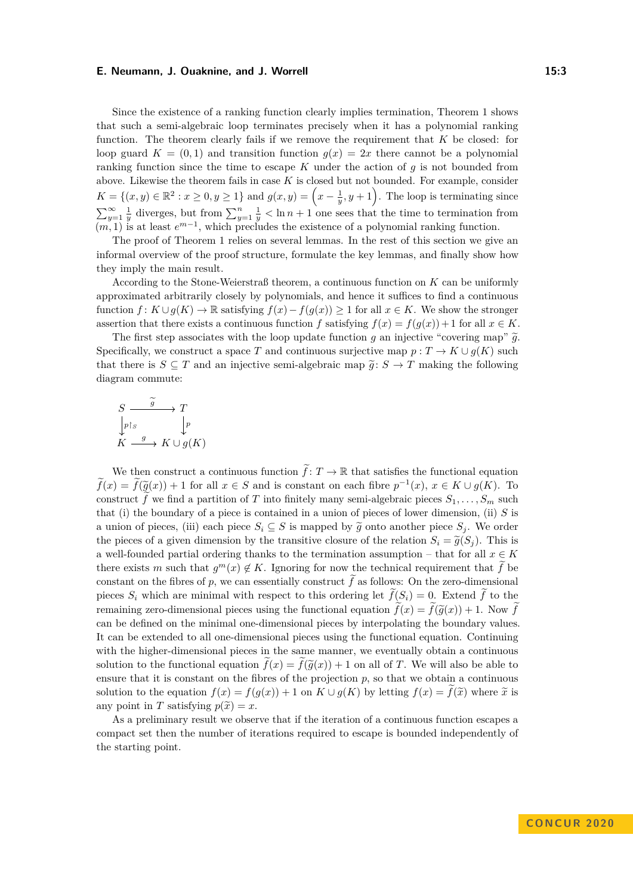Since the existence of a ranking function clearly implies termination, Theorem 1 shows that such a semi-algebraic loop terminates precisely when it has a polynomial ranking function. The theorem clearly fails if we remove the requirement that $K$ be closed: for loop guard $K = (0,1)$ and transition function $g(x) = 2x$ there cannot be a polynomial ranking function since the time to escape $K$ under the action of $g$ is not bounded from above. Likewise the theorem fails in case $K$ is closed but not bounded. For example, consider $K = \{(x,y) \in \mathbb{R}^2 : x \geq 0, y \geq 1\}$ and $g(x,y) = \left(x - \frac{1}{y}, y+1\right)$. The loop is terminating since $\sum_{y=1}^{\infty} \frac{1}{y}$ diverges, but from $\sum_{y=1}^{n} \frac{1}{y} < \ln n + 1$ one sees that the time to termination from $(m, 1)$ is at least $e^{m-1}$, which precludes the existence of a polynomial ranking function.

The proof of Theorem 1 relies on several lemmas. In the rest of this section we give an informal overview of the proof structure, formulate the key lemmas, and finally show how they imply the main result.

According to the Stone-Weierstraß theorem, a continuous function on $K$ can be uniformly approximated arbitrarily closely by polynomials, and hence it suffices to find a continuous function $f\colon K \cup g(K) \to \mathbb{R}$ satisfying $f(x) - f(g(x)) \geq 1$ for all $x \in K$. We show the stronger assertion that there exists a continuous function $f$ satisfying $f(x) = f(g(x)) + 1$ for all $x \in K$.

The first step associates with the loop update function $g$ an injective "covering map" $\widetilde{g}$. Specifically, we construct a space $T$ and continuous surjective map $p : T \to K \cup g(K)$ such that there is $S \subseteq T$ and an injective semi-algebraic map $\widetilde{g}\colon S \to T$ making the following diagram commute:

$$\begin{array}{ccc} S & \xrightarrow{\ \widetilde{g}\ } & T \\ \big\downarrow{\scriptstyle p\restriction_S} & & \big\downarrow{\scriptstyle p} \\ K & \xrightarrow{\ g\ } & K \cup g(K) \end{array}$$

We then construct a continuous function $\widetilde{f}\colon T \to \mathbb{R}$ that satisfies the functional equation $\widetilde{f}(x) = \widetilde{f}(\widetilde{g}(x)) + 1$ for all $x \in S$ and is constant on each fibre $p^{-1}(x)$, $x \in K \cup g(K)$. To construct $\widetilde{f}$ we find a partition of $T$ into finitely many semi-algebraic pieces $S_1, \ldots, S_m$ such that (i) the boundary of a piece is contained in a union of pieces of lower dimension, (ii) $S$ is a union of pieces, (iii) each piece $S_i \subseteq S$ is mapped by $\widetilde{g}$ onto another piece $S_j$. We order the pieces of a given dimension by the transitive closure of the relation $S_i = \widetilde{g}(S_j)$. This is a well-founded partial ordering thanks to the termination assumption – that for all $x \in K$ there exists $m$ such that $g^m(x) \notin K$. Ignoring for now the technical requirement that $\widetilde{f}$ be constant on the fibres of $p$, we can essentially construct $\widetilde{f}$ as follows: On the zero-dimensional pieces $S_i$ which are minimal with respect to this ordering let $\widetilde{f}(S_i) = 0$. Extend $\widetilde{f}$ to the remaining zero-dimensional pieces using the functional equation $\widetilde{f}(x) = \widetilde{f}(\widetilde{g}(x)) + 1$. Now $\widetilde{f}$ can be defined on the minimal one-dimensional pieces by interpolating the boundary values. It can be extended to all one-dimensional pieces using the functional equation. Continuing with the higher-dimensional pieces in the same manner, we eventually obtain a continuous solution to the functional equation $\widetilde{f}(x) = \widetilde{f}(\widetilde{g}(x)) + 1$ on all of $T$. We will also be able to ensure that it is constant on the fibres of the projection $p$, so that we obtain a continuous solution to the equation $f(x) = f(g(x)) + 1$ on $K \cup g(K)$ by letting $f(x) = \widetilde{f}(\widetilde{x})$ where $\widetilde{x}$ is any point in $T$ satisfying $p(\widetilde{x}) = x$.

As a preliminary result we observe that if the iteration of a continuous function escapes a compact set then the number of iterations required to escape is bounded independently of the starting point.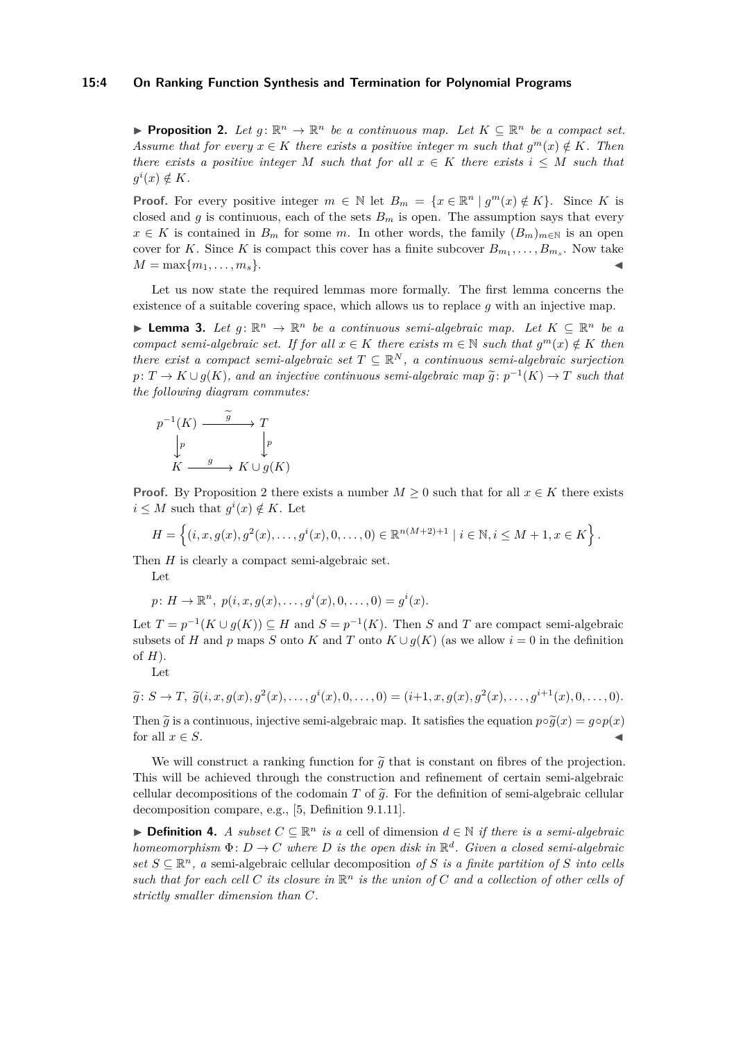▶ **Proposition 2.** *Let $g\colon \mathbb{R}^n \to \mathbb{R}^n$ be a continuous map. Let $K \subseteq \mathbb{R}^n$ be a compact set. Assume that for every $x \in K$ there exists a positive integer $m$ such that $g^m(x) \notin K$. Then there exists a positive integer $M$ such that for all $x \in K$ there exists $i \leq M$ such that $g^i(x) \notin K$.*

**Proof.** For every positive integer $m \in \mathbb{N}$ let $B_m = \{x \in \mathbb{R}^n \mid g^m(x) \notin K\}$. Since $K$ is closed and $g$ is continuous, each of the sets $B_m$ is open. The assumption says that every $x \in K$ is contained in $B_m$ for some $m$. In other words, the family $(B_m)_{m\in\mathbb{N}}$ is an open cover for $K$. Since $K$ is compact this cover has a finite subcover $B_{m_1}, \ldots, B_{m_s}$. Now take $M = \max\{m_1, \ldots, m_s\}$. ◀

Let us now state the required lemmas more formally. The first lemma concerns the existence of a suitable covering space, which allows us to replace $g$ with an injective map.

▶ **Lemma 3.** *Let $g\colon \mathbb{R}^n \to \mathbb{R}^n$ be a continuous semi-algebraic map. Let $K \subseteq \mathbb{R}^n$ be a compact semi-algebraic set. If for all $x \in K$ there exists $m \in \mathbb{N}$ such that $g^m(x) \notin K$ then there exist a compact semi-algebraic set $T \subseteq \mathbb{R}^N$, a continuous semi-algebraic surjection $p\colon T \to K \cup g(K)$, and an injective continuous semi-algebraic map $\widetilde{g}\colon p^{-1}(K) \to T$ such that the following diagram commutes:*

$$\begin{array}{ccc}
p^{-1}(K) & \xrightarrow{\ \widetilde{g}\ } & T \\
\big\downarrow p & & \big\downarrow p \\
K & \xrightarrow{\ g\ } & K \cup g(K)
\end{array}$$

**Proof.** By Proposition 2 there exists a number $M \geq 0$ such that for all $x \in K$ there exists $i \leq M$ such that $g^i(x) \notin K$. Let

$$H = \left\{(i, x, g(x), g^2(x), \ldots, g^i(x), 0, \ldots, 0) \in \mathbb{R}^{n(M+2)+1} \mid i \in \mathbb{N}, i \leq M+1, x \in K\right\}.$$

Then $H$ is clearly a compact semi-algebraic set.

Let

$$p\colon H \to \mathbb{R}^n,\ p(i, x, g(x), \ldots, g^i(x), 0, \ldots, 0) = g^i(x).$$

Let $T = p^{-1}(K \cup g(K)) \subseteq H$ and $S = p^{-1}(K)$. Then $S$ and $T$ are compact semi-algebraic subsets of $H$ and $p$ maps $S$ onto $K$ and $T$ onto $K \cup g(K)$ (as we allow $i = 0$ in the definition of $H$).

Let

$$\widetilde{g}\colon S \to T,\ \widetilde{g}(i, x, g(x), g^2(x), \ldots, g^i(x), 0, \ldots, 0) = (i+1, x, g(x), g^2(x), \ldots, g^{i+1}(x), 0, \ldots, 0).$$

Then $\widetilde{g}$ is a continuous, injective semi-algebraic map. It satisfies the equation $p \circ \widetilde{g}(x) = g \circ p(x)$ for all $x \in S$. ◀

We will construct a ranking function for $\widetilde{g}$ that is constant on fibres of the projection. This will be achieved through the construction and refinement of certain semi-algebraic cellular decompositions of the codomain $T$ of $\widetilde{g}$. For the definition of semi-algebraic cellular decomposition compare, e.g., [5, Definition 9.1.11].

▶ **Definition 4.** *A subset $C \subseteq \mathbb{R}^n$ is a* cell *of dimension $d \in \mathbb{N}$ if there is a semi-algebraic homeomorphism $\Phi\colon D \to C$ where $D$ is the open disk in $\mathbb{R}^d$. Given a closed semi-algebraic set $S \subseteq \mathbb{R}^n$, a* semi-algebraic cellular decomposition *of $S$ is a finite partition of $S$ into cells such that for each cell $C$ its closure in $\mathbb{R}^n$ is the union of $C$ and a collection of other cells of strictly smaller dimension than $C$.*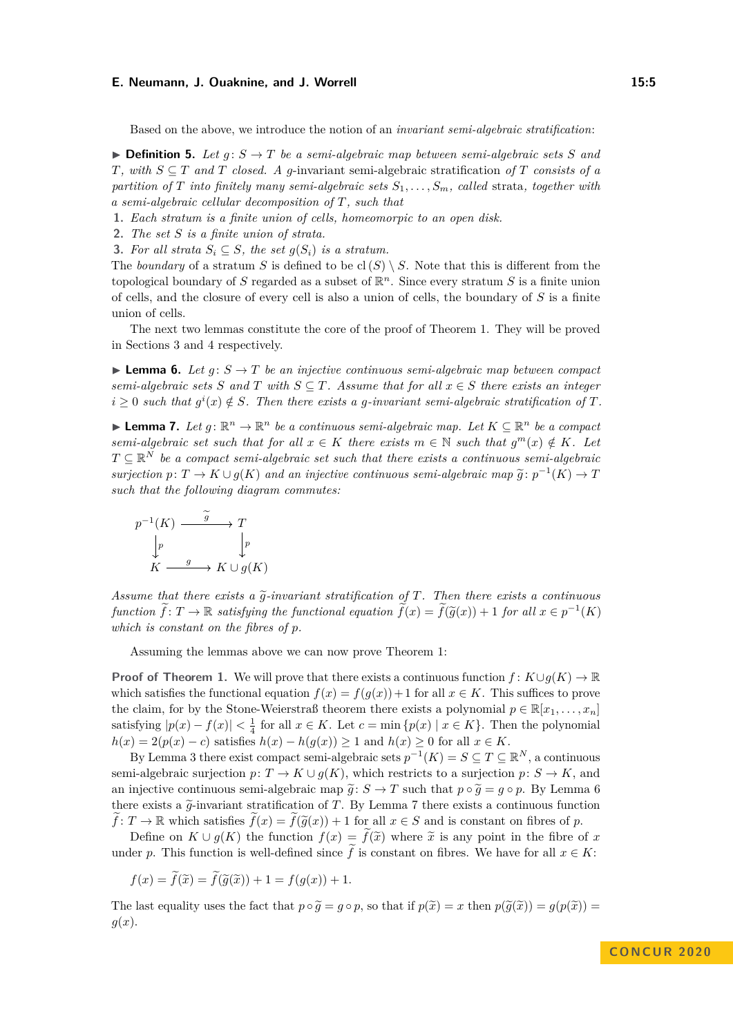Based on the above, we introduce the notion of an *invariant semi-algebraic stratification*:

▶ **Definition 5.** *Let $g\colon S \to T$ be a semi-algebraic map between semi-algebraic sets $S$ and $T$, with $S \subseteq T$ and $T$ closed. A $g$-*invariant semi-algebraic stratification *of $T$ consists of a partition of $T$ into finitely many semi-algebraic sets $S_1, \ldots, S_m$, called* strata*, together with a semi-algebraic cellular decomposition of $T$, such that*

1. *Each stratum is a finite union of cells, homeomorpic to an open disk.*
2. *The set $S$ is a finite union of strata.*
3. *For all strata $S_i \subseteq S$, the set $g(S_i)$ is a stratum.*

The *boundary* of a stratum $S$ is defined to be $\mathrm{cl}(S) \setminus S$. Note that this is different from the topological boundary of $S$ regarded as a subset of $\mathbb{R}^n$. Since every stratum $S$ is a finite union of cells, and the closure of every cell is also a union of cells, the boundary of $S$ is a finite union of cells.

The next two lemmas constitute the core of the proof of Theorem 1. They will be proved in Sections 3 and 4 respectively.

▶ **Lemma 6.** *Let $g\colon S \to T$ be an injective continuous semi-algebraic map between compact semi-algebraic sets $S$ and $T$ with $S \subseteq T$. Assume that for all $x \in S$ there exists an integer $i \geq 0$ such that $g^i(x) \notin S$. Then there exists a $g$-invariant semi-algebraic stratification of $T$.*

▶ **Lemma 7.** *Let $g\colon \mathbb{R}^n \to \mathbb{R}^n$ be a continuous semi-algebraic map. Let $K \subseteq \mathbb{R}^n$ be a compact semi-algebraic set such that for all $x \in K$ there exists $m \in \mathbb{N}$ such that $g^m(x) \notin K$. Let $T \subseteq \mathbb{R}^N$ be a compact semi-algebraic set such that there exists a continuous semi-algebraic surjection $p\colon T \to K \cup g(K)$ and an injective continuous semi-algebraic map $\widetilde{g}\colon p^{-1}(K) \to T$ such that the following diagram commutes:*

$$
\begin{array}{ccc}
p^{-1}(K) & \xrightarrow{\ \widetilde{g}\ } & T \\
\big\downarrow p & & \big\downarrow p \\
K & \xrightarrow{\ g\ } & K \cup g(K)
\end{array}
$$

*Assume that there exists a $\widetilde{g}$-invariant stratification of $T$. Then there exists a continuous function $\widetilde{f}\colon T \to \mathbb{R}$ satisfying the functional equation $\widetilde{f}(x) = \widetilde{f}(\widetilde{g}(x)) + 1$ for all $x \in p^{-1}(K)$ which is constant on the fibres of $p$.*

Assuming the lemmas above we can now prove Theorem 1:

**Proof of Theorem 1.** We will prove that there exists a continuous function $f\colon K \cup g(K) \to \mathbb{R}$ which satisfies the functional equation $f(x) = f(g(x)) + 1$ for all $x \in K$. This suffices to prove the claim, for by the Stone-Weierstraß theorem there exists a polynomial $p \in \mathbb{R}[x_1, \ldots, x_n]$ satisfying $|p(x) - f(x)| < \frac{1}{4}$ for all $x \in K$. Let $c = \min\{p(x) \mid x \in K\}$. Then the polynomial $h(x) = 2(p(x) - c)$ satisfies $h(x) - h(g(x)) \geq 1$ and $h(x) \geq 0$ for all $x \in K$.

By Lemma 3 there exist compact semi-algebraic sets $p^{-1}(K) = S \subseteq T \subseteq \mathbb{R}^N$, a continuous semi-algebraic surjection $p\colon T \to K \cup g(K)$, which restricts to a surjection $p\colon S \to K$, and an injective continuous semi-algebraic map $\widetilde{g}\colon S \to T$ such that $p \circ \widetilde{g} = g \circ p$. By Lemma 6 there exists a $\widetilde{g}$-invariant stratification of $T$. By Lemma 7 there exists a continuous function $\widetilde{f}\colon T \to \mathbb{R}$ which satisfies $\widetilde{f}(x) = \widetilde{f}(\widetilde{g}(x)) + 1$ for all $x \in S$ and is constant on fibres of $p$.

Define on $K \cup g(K)$ the function $f(x) = \widetilde{f}(\widetilde{x})$ where $\widetilde{x}$ is any point in the fibre of $x$ under $p$. This function is well-defined since $\widetilde{f}$ is constant on fibres. We have for all $x \in K$:

$$
f(x) = \widetilde{f}(\widetilde{x}) = \widetilde{f}(\widetilde{g}(\widetilde{x})) + 1 = f(g(x)) + 1.
$$

The last equality uses the fact that $p \circ \widetilde{g} = g \circ p$, so that if $p(\widetilde{x}) = x$ then $p(\widetilde{g}(\widetilde{x})) = g(p(\widetilde{x})) = g(x)$.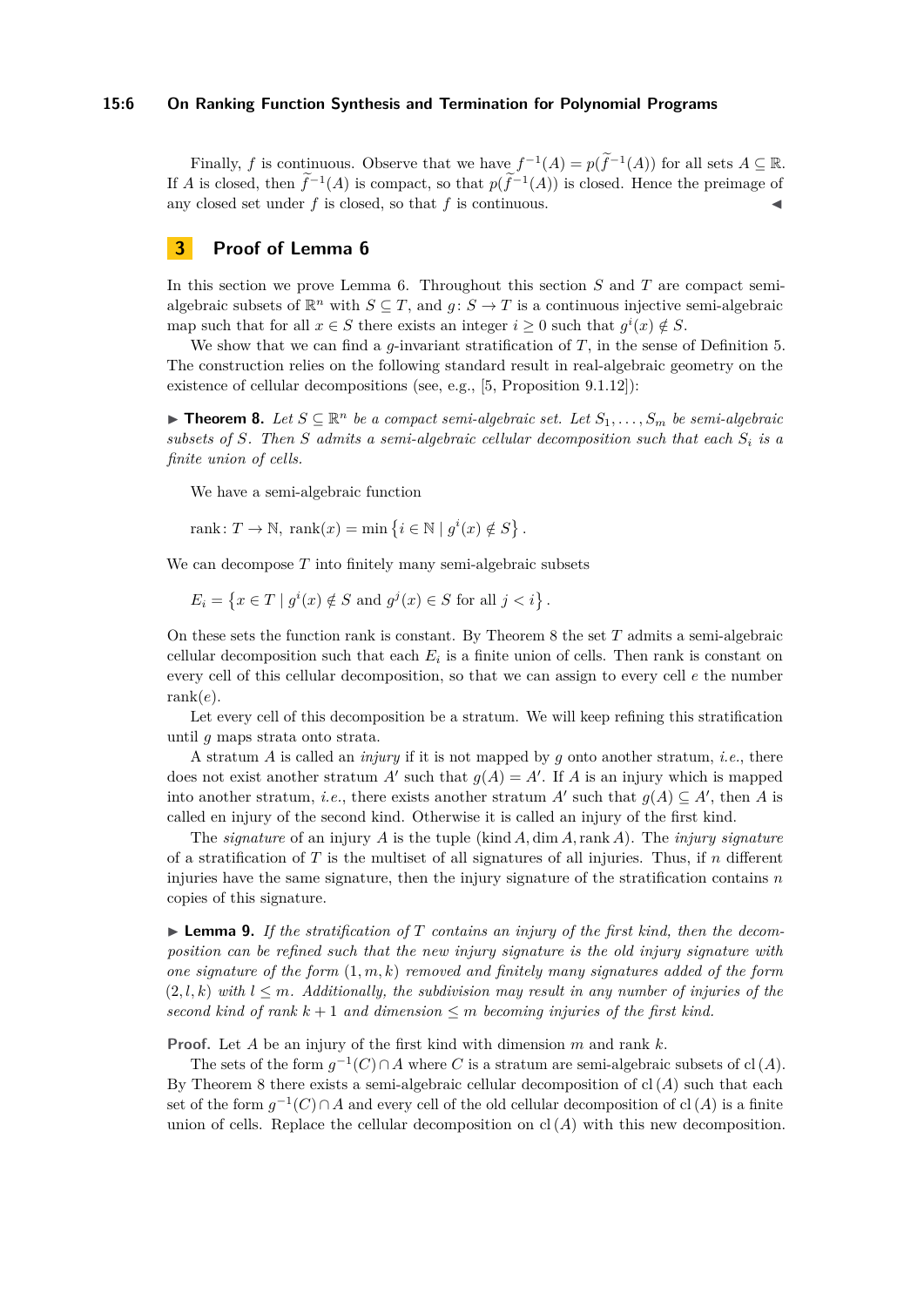Finally, $f$ is continuous. Observe that we have $f^{-1}(A) = p(\widetilde{f}^{-1}(A))$ for all sets $A \subseteq \mathbb{R}$. If $A$ is closed, then $\widetilde{f}^{-1}(A)$ is compact, so that $p(\widetilde{f}^{-1}(A))$ is closed. Hence the preimage of any closed set under $f$ is closed, so that $f$ is continuous. ◀

## 3 Proof of Lemma 6

In this section we prove Lemma 6. Throughout this section $S$ and $T$ are compact semi-algebraic subsets of $\mathbb{R}^n$ with $S \subseteq T$, and $g\colon S \to T$ is a continuous injective semi-algebraic map such that for all $x \in S$ there exists an integer $i \geq 0$ such that $g^i(x) \notin S$.

We show that we can find a $g$-invariant stratification of $T$, in the sense of Definition 5. The construction relies on the following standard result in real-algebraic geometry on the existence of cellular decompositions (see, e.g., [5, Proposition 9.1.12]):

▶ **Theorem 8.** *Let $S \subseteq \mathbb{R}^n$ be a compact semi-algebraic set. Let $S_1, \ldots, S_m$ be semi-algebraic subsets of $S$. Then $S$ admits a semi-algebraic cellular decomposition such that each $S_i$ is a finite union of cells.*

We have a semi-algebraic function

$$\operatorname{rank}\colon T \to \mathbb{N},\ \operatorname{rank}(x) = \min\left\{i \in \mathbb{N} \mid g^i(x) \notin S\right\}.$$

We can decompose $T$ into finitely many semi-algebraic subsets

$$E_i = \left\{x \in T \mid g^i(x) \notin S \text{ and } g^j(x) \in S \text{ for all } j < i\right\}.$$

On these sets the function rank is constant. By Theorem 8 the set $T$ admits a semi-algebraic cellular decomposition such that each $E_i$ is a finite union of cells. Then rank is constant on every cell of this cellular decomposition, so that we can assign to every cell $e$ the number $\operatorname{rank}(e)$.

Let every cell of this decomposition be a stratum. We will keep refining this stratification until $g$ maps strata onto strata.

A stratum $A$ is called an *injury* if it is not mapped by $g$ onto another stratum, *i.e.*, there does not exist another stratum $A'$ such that $g(A) = A'$. If $A$ is an injury which is mapped into another stratum, *i.e.*, there exists another stratum $A'$ such that $g(A) \subseteq A'$, then $A$ is called en injury of the second kind. Otherwise it is called an injury of the first kind.

The *signature* of an injury $A$ is the tuple $(\operatorname{kind} A, \dim A, \operatorname{rank} A)$. The *injury signature* of a stratification of $T$ is the multiset of all signatures of all injuries. Thus, if $n$ different injuries have the same signature, then the injury signature of the stratification contains $n$ copies of this signature.

▶ **Lemma 9.** *If the stratification of $T$ contains an injury of the first kind, then the decomposition can be refined such that the new injury signature is the old injury signature with one signature of the form $(1, m, k)$ removed and finitely many signatures added of the form $(2, l, k)$ with $l \leq m$. Additionally, the subdivision may result in any number of injuries of the second kind of rank $k + 1$ and dimension $\leq m$ becoming injuries of the first kind.*

**Proof.** Let $A$ be an injury of the first kind with dimension $m$ and rank $k$.

The sets of the form $g^{-1}(C) \cap A$ where $C$ is a stratum are semi-algebraic subsets of $\operatorname{cl}(A)$. By Theorem 8 there exists a semi-algebraic cellular decomposition of $\operatorname{cl}(A)$ such that each set of the form $g^{-1}(C) \cap A$ and every cell of the old cellular decomposition of $\operatorname{cl}(A)$ is a finite union of cells. Replace the cellular decomposition on $\operatorname{cl}(A)$ with this new decomposition.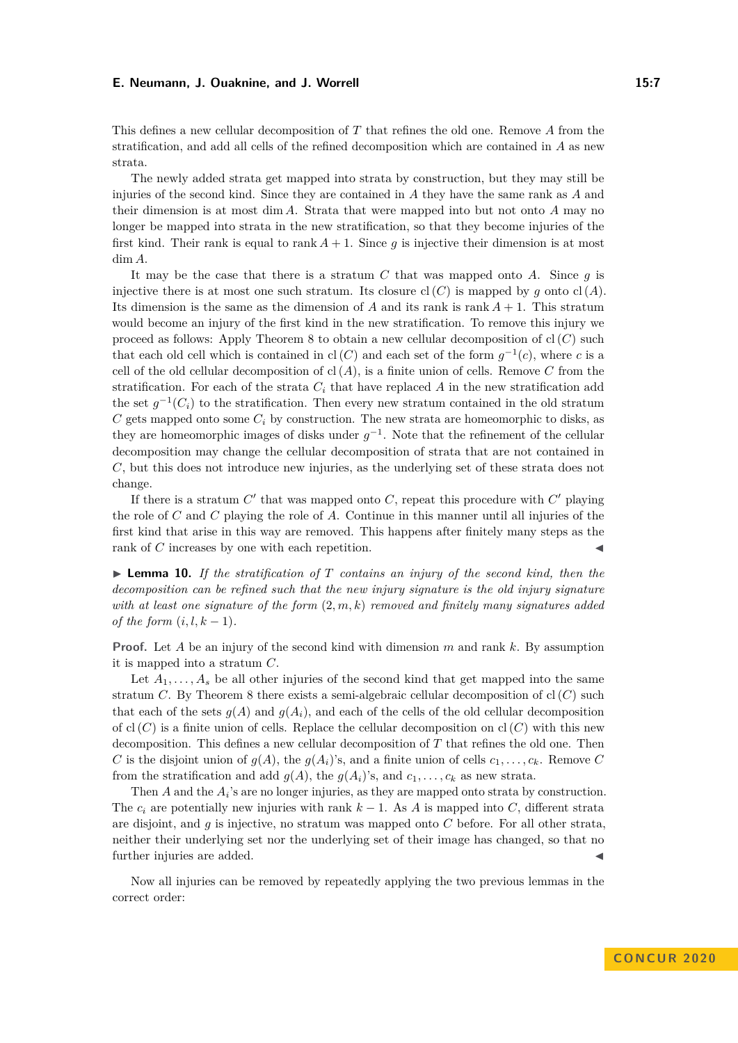This defines a new cellular decomposition of $T$ that refines the old one. Remove $A$ from the stratification, and add all cells of the refined decomposition which are contained in $A$ as new strata.

The newly added strata get mapped into strata by construction, but they may still be injuries of the second kind. Since they are contained in $A$ they have the same rank as $A$ and their dimension is at most $\dim A$. Strata that were mapped into but not onto $A$ may no longer be mapped into strata in the new stratification, so that they become injuries of the first kind. Their rank is equal to $\operatorname{rank} A + 1$. Since $g$ is injective their dimension is at most $\dim A$.

It may be the case that there is a stratum $C$ that was mapped onto $A$. Since $g$ is injective there is at most one such stratum. Its closure $\operatorname{cl}(C)$ is mapped by $g$ onto $\operatorname{cl}(A)$. Its dimension is the same as the dimension of $A$ and its rank is $\operatorname{rank} A + 1$. This stratum would become an injury of the first kind in the new stratification. To remove this injury we proceed as follows: Apply Theorem 8 to obtain a new cellular decomposition of $\operatorname{cl}(C)$ such that each old cell which is contained in $\operatorname{cl}(C)$ and each set of the form $g^{-1}(c)$, where $c$ is a cell of the old cellular decomposition of $\operatorname{cl}(A)$, is a finite union of cells. Remove $C$ from the stratification. For each of the strata $C_i$ that have replaced $A$ in the new stratification add the set $g^{-1}(C_i)$ to the stratification. Then every new stratum contained in the old stratum $C$ gets mapped onto some $C_i$ by construction. The new strata are homeomorphic to disks, as they are homeomorphic images of disks under $g^{-1}$. Note that the refinement of the cellular decomposition may change the cellular decomposition of strata that are not contained in $C$, but this does not introduce new injuries, as the underlying set of these strata does not change.

If there is a stratum $C'$ that was mapped onto $C$, repeat this procedure with $C'$ playing the role of $C$ and $C$ playing the role of $A$. Continue in this manner until all injuries of the first kind that arise in this way are removed. This happens after finitely many steps as the rank of $C$ increases by one with each repetition. ◀

▶ **Lemma 10.** *If the stratification of $T$ contains an injury of the second kind, then the decomposition can be refined such that the new injury signature is the old injury signature with at least one signature of the form $(2, m, k)$ removed and finitely many signatures added of the form $(i, l, k-1)$.*

**Proof.** Let $A$ be an injury of the second kind with dimension $m$ and rank $k$. By assumption it is mapped into a stratum $C$.

Let $A_1, \dots, A_s$ be all other injuries of the second kind that get mapped into the same stratum $C$. By Theorem 8 there exists a semi-algebraic cellular decomposition of $\operatorname{cl}(C)$ such that each of the sets $g(A)$ and $g(A_i)$, and each of the cells of the old cellular decomposition of $\operatorname{cl}(C)$ is a finite union of cells. Replace the cellular decomposition on $\operatorname{cl}(C)$ with this new decomposition. This defines a new cellular decomposition of $T$ that refines the old one. Then $C$ is the disjoint union of $g(A)$, the $g(A_i)$'s, and a finite union of cells $c_1, \dots, c_k$. Remove $C$ from the stratification and add $g(A)$, the $g(A_i)$'s, and $c_1, \dots, c_k$ as new strata.

Then $A$ and the $A_i$'s are no longer injuries, as they are mapped onto strata by construction. The $c_i$ are potentially new injuries with rank $k-1$. As $A$ is mapped into $C$, different strata are disjoint, and $g$ is injective, no stratum was mapped onto $C$ before. For all other strata, neither their underlying set nor the underlying set of their image has changed, so that no further injuries are added. ◀

Now all injuries can be removed by repeatedly applying the two previous lemmas in the correct order: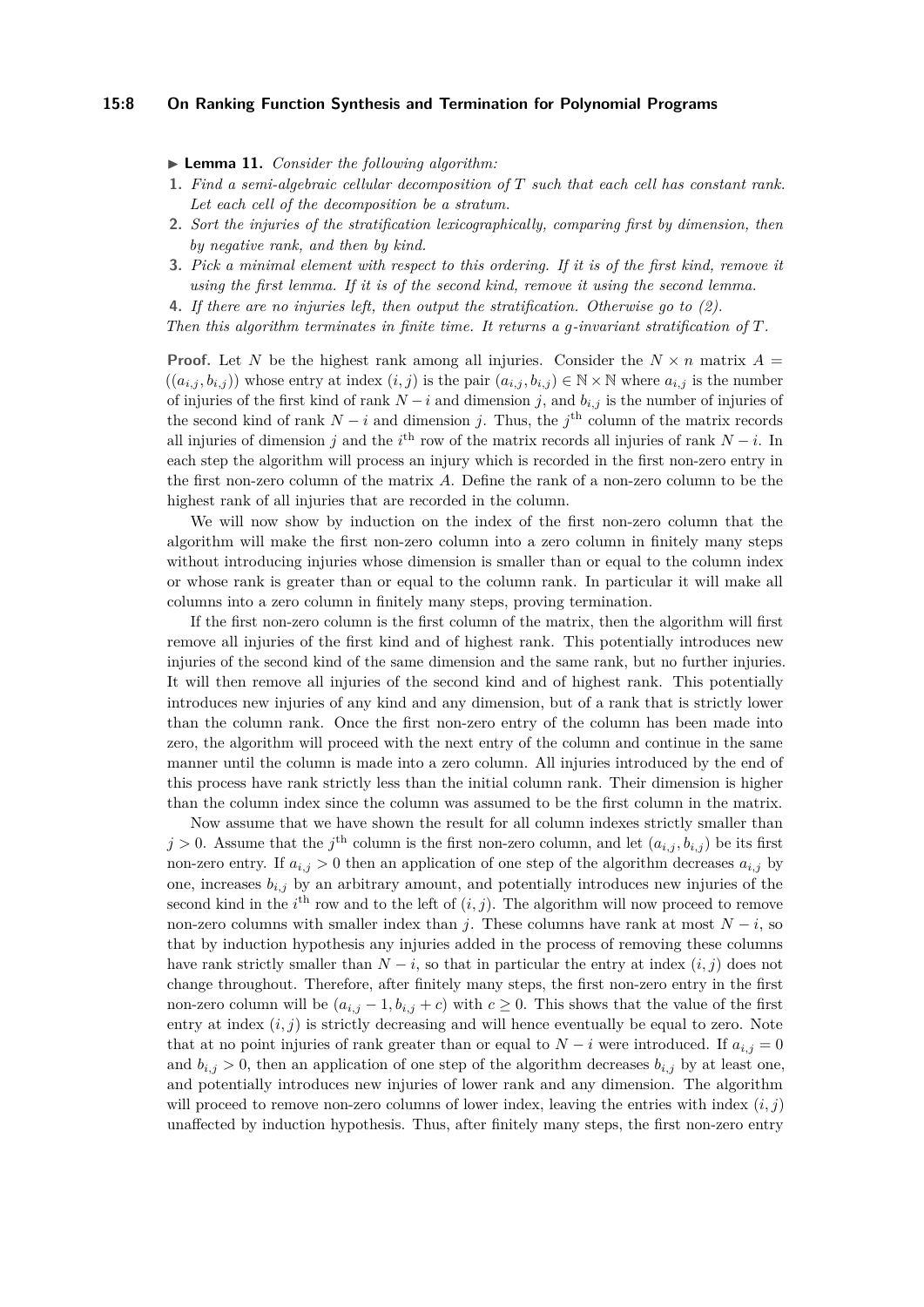▶ **Lemma 11.** *Consider the following algorithm:*

1. *Find a semi-algebraic cellular decomposition of $T$ such that each cell has constant rank. Let each cell of the decomposition be a stratum.*
2. *Sort the injuries of the stratification lexicographically, comparing first by dimension, then by negative rank, and then by kind.*
3. *Pick a minimal element with respect to this ordering. If it is of the first kind, remove it using the first lemma. If it is of the second kind, remove it using the second lemma.*
4. *If there are no injuries left, then output the stratification. Otherwise go to (2).*

*Then this algorithm terminates in finite time. It returns a $g$-invariant stratification of $T$.*

**Proof.** Let $N$ be the highest rank among all injuries. Consider the $N \times n$ matrix $A = ((a_{i,j}, b_{i,j}))$ whose entry at index $(i, j)$ is the pair $(a_{i,j}, b_{i,j}) \in \mathbb{N} \times \mathbb{N}$ where $a_{i,j}$ is the number of injuries of the first kind of rank $N - i$ and dimension $j$, and $b_{i,j}$ is the number of injuries of the second kind of rank $N - i$ and dimension $j$. Thus, the $j^{\text{th}}$ column of the matrix records all injuries of dimension $j$ and the $i^{\text{th}}$ row of the matrix records all injuries of rank $N - i$. In each step the algorithm will process an injury which is recorded in the first non-zero entry in the first non-zero column of the matrix $A$. Define the rank of a non-zero column to be the highest rank of all injuries that are recorded in the column.

We will now show by induction on the index of the first non-zero column that the algorithm will make the first non-zero column into a zero column in finitely many steps without introducing injuries whose dimension is smaller than or equal to the column index or whose rank is greater than or equal to the column rank. In particular it will make all columns into a zero column in finitely many steps, proving termination.

If the first non-zero column is the first column of the matrix, then the algorithm will first remove all injuries of the first kind and of highest rank. This potentially introduces new injuries of the second kind of the same dimension and the same rank, but no further injuries. It will then remove all injuries of the second kind and of highest rank. This potentially introduces new injuries of any kind and any dimension, but of a rank that is strictly lower than the column rank. Once the first non-zero entry of the column has been made into zero, the algorithm will proceed with the next entry of the column and continue in the same manner until the column is made into a zero column. All injuries introduced by the end of this process have rank strictly less than the initial column rank. Their dimension is higher than the column index since the column was assumed to be the first column in the matrix.

Now assume that we have shown the result for all column indexes strictly smaller than $j > 0$. Assume that the $j^{\text{th}}$ column is the first non-zero column, and let $(a_{i,j}, b_{i,j})$ be its first non-zero entry. If $a_{i,j} > 0$ then an application of one step of the algorithm decreases $a_{i,j}$ by one, increases $b_{i,j}$ by an arbitrary amount, and potentially introduces new injuries of the second kind in the $i^{\text{th}}$ row and to the left of $(i, j)$. The algorithm will now proceed to remove non-zero columns with smaller index than $j$. These columns have rank at most $N - i$, so that by induction hypothesis any injuries added in the process of removing these columns have rank strictly smaller than $N - i$, so that in particular the entry at index $(i, j)$ does not change throughout. Therefore, after finitely many steps, the first non-zero entry in the first non-zero column will be $(a_{i,j} - 1, b_{i,j} + c)$ with $c \geq 0$. This shows that the value of the first entry at index $(i, j)$ is strictly decreasing and will hence eventually be equal to zero. Note that at no point injuries of rank greater than or equal to $N - i$ were introduced. If $a_{i,j} = 0$ and $b_{i,j} > 0$, then an application of one step of the algorithm decreases $b_{i,j}$ by at least one, and potentially introduces new injuries of lower rank and any dimension. The algorithm will proceed to remove non-zero columns of lower index, leaving the entries with index $(i, j)$ unaffected by induction hypothesis. Thus, after finitely many steps, the first non-zero entry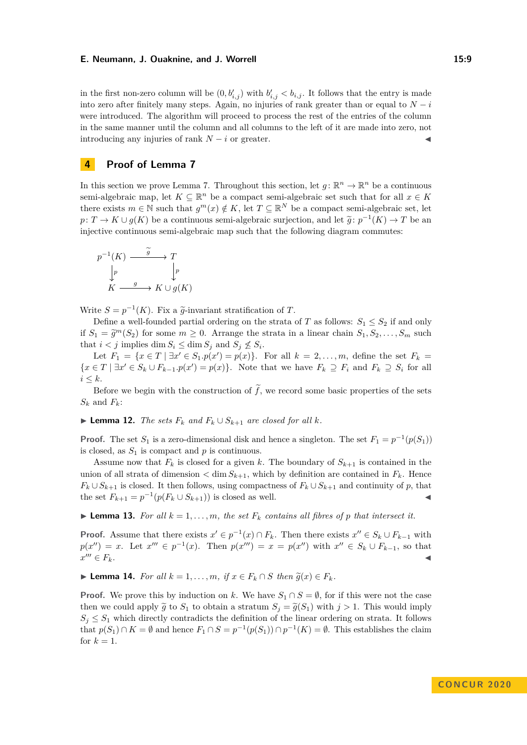in the first non-zero column will be $(0, b'_{i,j})$ with $b'_{i,j} < b_{i,j}$. It follows that the entry is made into zero after finitely many steps. Again, no injuries of rank greater than or equal to $N - i$ were introduced. The algorithm will proceed to process the rest of the entries of the column in the same manner until the column and all columns to the left of it are made into zero, not introducing any injuries of rank $N - i$ or greater. ◀

## 4 Proof of Lemma 7

In this section we prove Lemma 7. Throughout this section, let $g\colon \mathbb{R}^n \to \mathbb{R}^n$ be a continuous semi-algebraic map, let $K \subseteq \mathbb{R}^n$ be a compact semi-algebraic set such that for all $x \in K$ there exists $m \in \mathbb{N}$ such that $g^m(x) \notin K$, let $T \subseteq \mathbb{R}^N$ be a compact semi-algebraic set, let $p\colon T \to K \cup g(K)$ be a continuous semi-algebraic surjection, and let $\widetilde{g}\colon p^{-1}(K) \to T$ be an injective continuous semi-algebraic map such that the following diagram commutes:

$$\begin{array}{ccc} p^{-1}(K) & \xrightarrow{\widetilde{g}} & T \\ \downarrow{p} & & \downarrow{p} \\ K & \xrightarrow{g} & K \cup g(K) \end{array}$$

Write $S = p^{-1}(K)$. Fix a $\widetilde{g}$-invariant stratification of $T$.

Define a well-founded partial ordering on the strata of $T$ as follows: $S_1 \leq S_2$ if and only if $S_1 = \widetilde{g}^m(S_2)$ for some $m \geq 0$. Arrange the strata in a linear chain $S_1, S_2, \ldots, S_m$ such that $i < j$ implies $\dim S_i \leq \dim S_j$ and $S_j \not\leq S_i$.

Let $F_1 = \{x \in T \mid \exists x' \in S_1 . p(x') = p(x)\}$. For all $k = 2, \ldots, m$, define the set $F_k = \{x \in T \mid \exists x' \in S_k \cup F_{k-1} . p(x') = p(x)\}$. Note that we have $F_k \supseteq F_i$ and $F_k \supseteq S_i$ for all $i \leq k$.

Before we begin with the construction of $\widetilde{f}$, we record some basic properties of the sets $S_k$ and $F_k$:

▶ **Lemma 12.** *The sets $F_k$ and $F_k \cup S_{k+1}$ are closed for all $k$.*

**Proof.** The set $S_1$ is a zero-dimensional disk and hence a singleton. The set $F_1 = p^{-1}(p(S_1))$ is closed, as $S_1$ is compact and $p$ is continuous.

Assume now that $F_k$ is closed for a given $k$. The boundary of $S_{k+1}$ is contained in the union of all strata of dimension $< \dim S_{k+1}$, which by definition are contained in $F_k$. Hence $F_k \cup S_{k+1}$ is closed. It then follows, using compactness of $F_k \cup S_{k+1}$ and continuity of $p$, that the set $F_{k+1} = p^{-1}(p(F_k \cup S_{k+1}))$ is closed as well. ◀

▶ **Lemma 13.** *For all $k = 1, \ldots, m$, the set $F_k$ contains all fibres of $p$ that intersect it.*

**Proof.** Assume that there exists $x' \in p^{-1}(x) \cap F_k$. Then there exists $x'' \in S_k \cup F_{k-1}$ with $p(x'') = x$. Let $x''' \in p^{-1}(x)$. Then $p(x''') = x = p(x'')$ with $x'' \in S_k \cup F_{k-1}$, so that $x''' \in F_k$. ◀

▶ **Lemma 14.** *For all $k = 1, \ldots, m$, if $x \in F_k \cap S$ then $\widetilde{g}(x) \in F_k$.*

**Proof.** We prove this by induction on $k$. We have $S_1 \cap S = \emptyset$, for if this were not the case then we could apply $\widetilde{g}$ to $S_1$ to obtain a stratum $S_j = \widetilde{g}(S_1)$ with $j > 1$. This would imply $S_j \leq S_1$ which directly contradicts the definition of the linear ordering on strata. It follows that $p(S_1) \cap K = \emptyset$ and hence $F_1 \cap S = p^{-1}(p(S_1)) \cap p^{-1}(K) = \emptyset$. This establishes the claim for $k = 1$.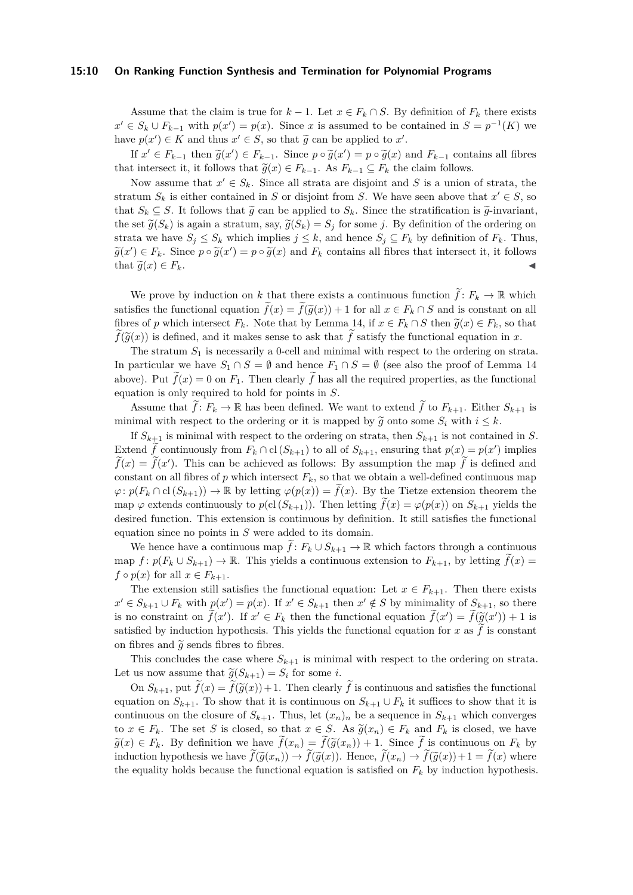Assume that the claim is true for $k-1$. Let $x \in F_k \cap S$. By definition of $F_k$ there exists $x' \in S_k \cup F_{k-1}$ with $p(x') = p(x)$. Since $x$ is assumed to be contained in $S = p^{-1}(K)$ we have $p(x') \in K$ and thus $x' \in S$, so that $\widetilde{g}$ can be applied to $x'$.

If $x' \in F_{k-1}$ then $\widetilde{g}(x') \in F_{k-1}$. Since $p \circ \widetilde{g}(x') = p \circ \widetilde{g}(x)$ and $F_{k-1}$ contains all fibres that intersect it, it follows that $\widetilde{g}(x) \in F_{k-1}$. As $F_{k-1} \subseteq F_k$ the claim follows.

Now assume that $x' \in S_k$. Since all strata are disjoint and $S$ is a union of strata, the stratum $S_k$ is either contained in $S$ or disjoint from $S$. We have seen above that $x' \in S$, so that $S_k \subseteq S$. It follows that $\widetilde{g}$ can be applied to $S_k$. Since the stratification is $\widetilde{g}$-invariant, the set $\widetilde{g}(S_k)$ is again a stratum, say, $\widetilde{g}(S_k) = S_j$ for some $j$. By definition of the ordering on strata we have $S_j \leq S_k$ which implies $j \leq k$, and hence $S_j \subseteq F_k$ by definition of $F_k$. Thus, $\widetilde{g}(x') \in F_k$. Since $p \circ \widetilde{g}(x') = p \circ \widetilde{g}(x)$ and $F_k$ contains all fibres that intersect it, it follows that $\widetilde{g}(x) \in F_k$. ◀

We prove by induction on $k$ that there exists a continuous function $\widetilde{f}\colon F_k \to \mathbb{R}$ which satisfies the functional equation $\widetilde{f}(x) = \widetilde{f}(\widetilde{g}(x)) + 1$ for all $x \in F_k \cap S$ and is constant on all fibres of $p$ which intersect $F_k$. Note that by Lemma 14, if $x \in F_k \cap S$ then $\widetilde{g}(x) \in F_k$, so that $\widetilde{f}(\widetilde{g}(x))$ is defined, and it makes sense to ask that $\widetilde{f}$ satisfy the functional equation in $x$.

The stratum $S_1$ is necessarily a 0-cell and minimal with respect to the ordering on strata. In particular we have $S_1 \cap S = \emptyset$ and hence $F_1 \cap S = \emptyset$ (see also the proof of Lemma 14 above). Put $\widetilde{f}(x) = 0$ on $F_1$. Then clearly $\widetilde{f}$ has all the required properties, as the functional equation is only required to hold for points in $S$.

Assume that $\widetilde{f}\colon F_k \to \mathbb{R}$ has been defined. We want to extend $\widetilde{f}$ to $F_{k+1}$. Either $S_{k+1}$ is minimal with respect to the ordering or it is mapped by $\widetilde{g}$ onto some $S_i$ with $i \leq k$.

If $S_{k+1}$ is minimal with respect to the ordering on strata, then $S_{k+1}$ is not contained in $S$. Extend $\widetilde{f}$ continuously from $F_k \cap \operatorname{cl}(S_{k+1})$ to all of $S_{k+1}$, ensuring that $p(x) = p(x')$ implies $\widetilde{f}(x) = \widetilde{f}(x')$. This can be achieved as follows: By assumption the map $\widetilde{f}$ is defined and constant on all fibres of $p$ which intersect $F_k$, so that we obtain a well-defined continuous map $\varphi\colon p(F_k \cap \operatorname{cl}(S_{k+1})) \to \mathbb{R}$ by letting $\varphi(p(x)) = \widetilde{f}(x)$. By the Tietze extension theorem the map $\varphi$ extends continuously to $p(\operatorname{cl}(S_{k+1}))$. Then letting $\widetilde{f}(x) = \varphi(p(x))$ on $S_{k+1}$ yields the desired function. This extension is continuous by definition. It still satisfies the functional equation since no points in $S$ were added to its domain.

We hence have a continuous map $\widetilde{f}\colon F_k \cup S_{k+1} \to \mathbb{R}$ which factors through a continuous map $f\colon p(F_k \cup S_{k+1}) \to \mathbb{R}$. This yields a continuous extension to $F_{k+1}$, by letting $\widetilde{f}(x) = f \circ p(x)$ for all $x \in F_{k+1}$.

The extension still satisfies the functional equation: Let $x \in F_{k+1}$. Then there exists $x' \in S_{k+1} \cup F_k$ with $p(x') = p(x)$. If $x' \in S_{k+1}$ then $x' \notin S$ by minimality of $S_{k+1}$, so there is no constraint on $\widetilde{f}(x')$. If $x' \in F_k$ then the functional equation $\widetilde{f}(x') = \widetilde{f}(\widetilde{g}(x')) + 1$ is satisfied by induction hypothesis. This yields the functional equation for $x$ as $\widetilde{f}$ is constant on fibres and $\widetilde{g}$ sends fibres to fibres.

This concludes the case where $S_{k+1}$ is minimal with respect to the ordering on strata. Let us now assume that $\widetilde{g}(S_{k+1}) = S_i$ for some $i$.

On $S_{k+1}$, put $\widetilde{f}(x) = \widetilde{f}(\widetilde{g}(x)) + 1$. Then clearly $\widetilde{f}$ is continuous and satisfies the functional equation on $S_{k+1}$. To show that it is continuous on $S_{k+1} \cup F_k$ it suffices to show that it is continuous on the closure of $S_{k+1}$. Thus, let $(x_n)_n$ be a sequence in $S_{k+1}$ which converges to $x \in F_k$. The set $S$ is closed, so that $x \in S$. As $\widetilde{g}(x_n) \in F_k$ and $F_k$ is closed, we have $\widetilde{g}(x) \in F_k$. By definition we have $\widetilde{f}(x_n) = \widetilde{f}(\widetilde{g}(x_n)) + 1$. Since $\widetilde{f}$ is continuous on $F_k$ by induction hypothesis we have $\widetilde{f}(\widetilde{g}(x_n)) \to \widetilde{f}(\widetilde{g}(x))$. Hence, $\widetilde{f}(x_n) \to \widetilde{f}(\widetilde{g}(x)) + 1 = \widetilde{f}(x)$ where the equality holds because the functional equation is satisfied on $F_k$ by induction hypothesis.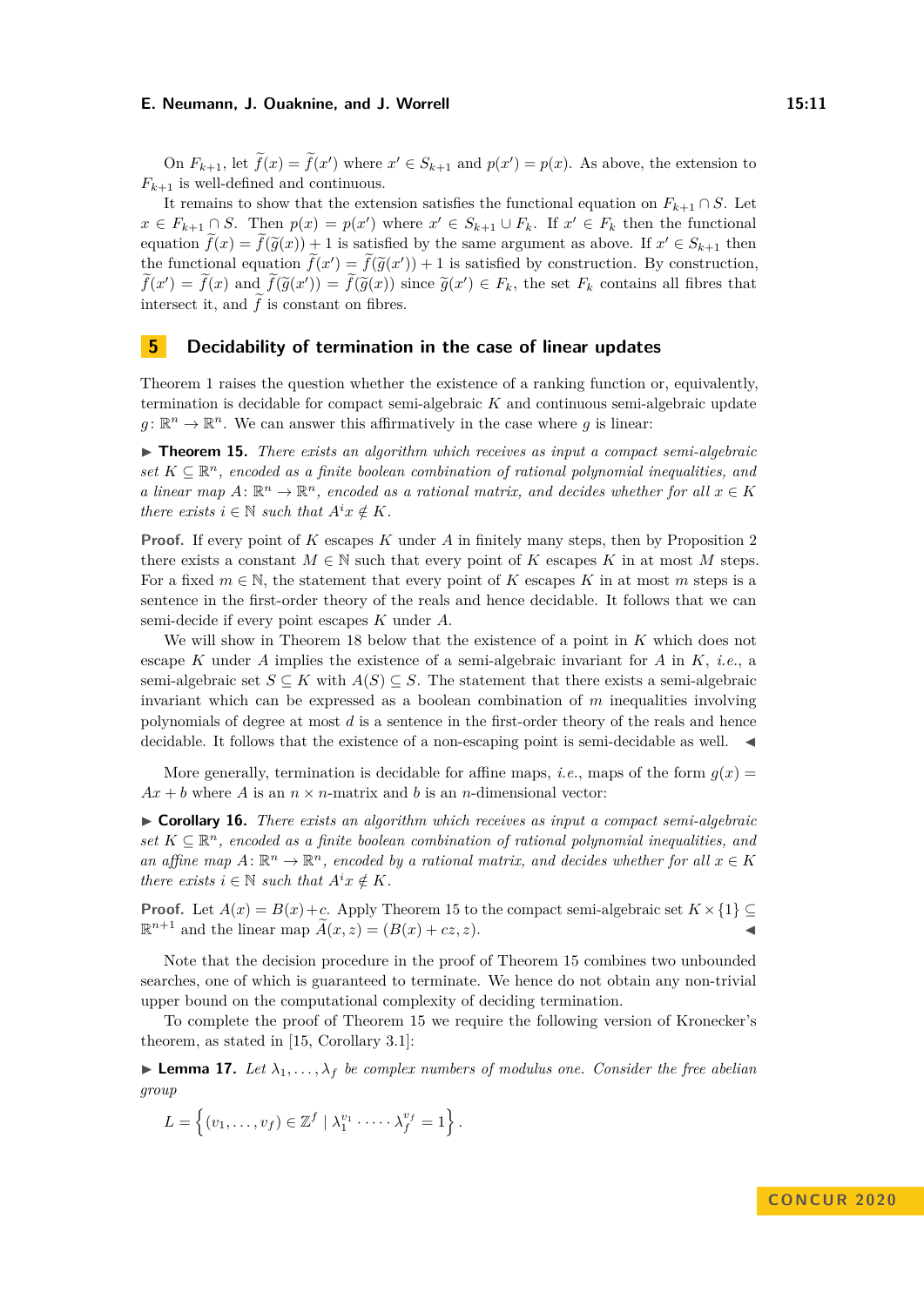On $F_{k+1}$, let $\widetilde{f}(x) = \widetilde{f}(x')$ where $x' \in S_{k+1}$ and $p(x') = p(x)$. As above, the extension to $F_{k+1}$ is well-defined and continuous.

It remains to show that the extension satisfies the functional equation on $F_{k+1} \cap S$. Let $x \in F_{k+1} \cap S$. Then $p(x) = p(x')$ where $x' \in S_{k+1} \cup F_k$. If $x' \in F_k$ then the functional equation $\widetilde{f}(x) = \widetilde{f}(\widetilde{g}(x)) + 1$ is satisfied by the same argument as above. If $x' \in S_{k+1}$ then the functional equation $\widetilde{f}(x') = \widetilde{f}(\widetilde{g}(x')) + 1$ is satisfied by construction. By construction, $\widetilde{f}(x') = \widetilde{f}(x)$ and $\widetilde{f}(\widetilde{g}(x')) = \widetilde{f}(\widetilde{g}(x))$ since $\widetilde{g}(x') \in F_k$, the set $F_k$ contains all fibres that intersect it, and $\widetilde{f}$ is constant on fibres.

## 5 Decidability of termination in the case of linear updates

Theorem 1 raises the question whether the existence of a ranking function or, equivalently, termination is decidable for compact semi-algebraic $K$ and continuous semi-algebraic update $g \colon \mathbb{R}^n \to \mathbb{R}^n$. We can answer this affirmatively in the case where $g$ is linear:

▶ **Theorem 15.** *There exists an algorithm which receives as input a compact semi-algebraic set $K \subseteq \mathbb{R}^n$, encoded as a finite boolean combination of rational polynomial inequalities, and a linear map $A \colon \mathbb{R}^n \to \mathbb{R}^n$, encoded as a rational matrix, and decides whether for all $x \in K$ there exists $i \in \mathbb{N}$ such that $A^i x \notin K$.*

**Proof.** If every point of $K$ escapes $K$ under $A$ in finitely many steps, then by Proposition 2 there exists a constant $M \in \mathbb{N}$ such that every point of $K$ escapes $K$ in at most $M$ steps. For a fixed $m \in \mathbb{N}$, the statement that every point of $K$ escapes $K$ in at most $m$ steps is a sentence in the first-order theory of the reals and hence decidable. It follows that we can semi-decide if every point escapes $K$ under $A$.

We will show in Theorem 18 below that the existence of a point in $K$ which does not escape $K$ under $A$ implies the existence of a semi-algebraic invariant for $A$ in $K$, *i.e.*, a semi-algebraic set $S \subseteq K$ with $A(S) \subseteq S$. The statement that there exists a semi-algebraic invariant which can be expressed as a boolean combination of $m$ inequalities involving polynomials of degree at most $d$ is a sentence in the first-order theory of the reals and hence decidable. It follows that the existence of a non-escaping point is semi-decidable as well. ◀

More generally, termination is decidable for affine maps, *i.e.*, maps of the form $g(x) = Ax + b$ where $A$ is an $n \times n$-matrix and $b$ is an $n$-dimensional vector:

▶ **Corollary 16.** *There exists an algorithm which receives as input a compact semi-algebraic set $K \subseteq \mathbb{R}^n$, encoded as a finite boolean combination of rational polynomial inequalities, and an affine map $A \colon \mathbb{R}^n \to \mathbb{R}^n$, encoded by a rational matrix, and decides whether for all $x \in K$ there exists $i \in \mathbb{N}$ such that $A^i x \notin K$.*

**Proof.** Let $A(x) = B(x) + c$. Apply Theorem 15 to the compact semi-algebraic set $K \times \{1\} \subseteq \mathbb{R}^{n+1}$ and the linear map $\widetilde{A}(x, z) = (B(x) + cz, z)$. ◀

Note that the decision procedure in the proof of Theorem 15 combines two unbounded searches, one of which is guaranteed to terminate. We hence do not obtain any non-trivial upper bound on the computational complexity of deciding termination.

To complete the proof of Theorem 15 we require the following version of Kronecker's theorem, as stated in [15, Corollary 3.1]:

▶ **Lemma 17.** *Let $\lambda_1, \ldots, \lambda_f$ be complex numbers of modulus one. Consider the free abelian group*

$$L = \left\{ (v_1, \ldots, v_f) \in \mathbb{Z}^f \mid \lambda_1^{v_1} \cdot \cdots \cdot \lambda_f^{v_f} = 1 \right\}.$$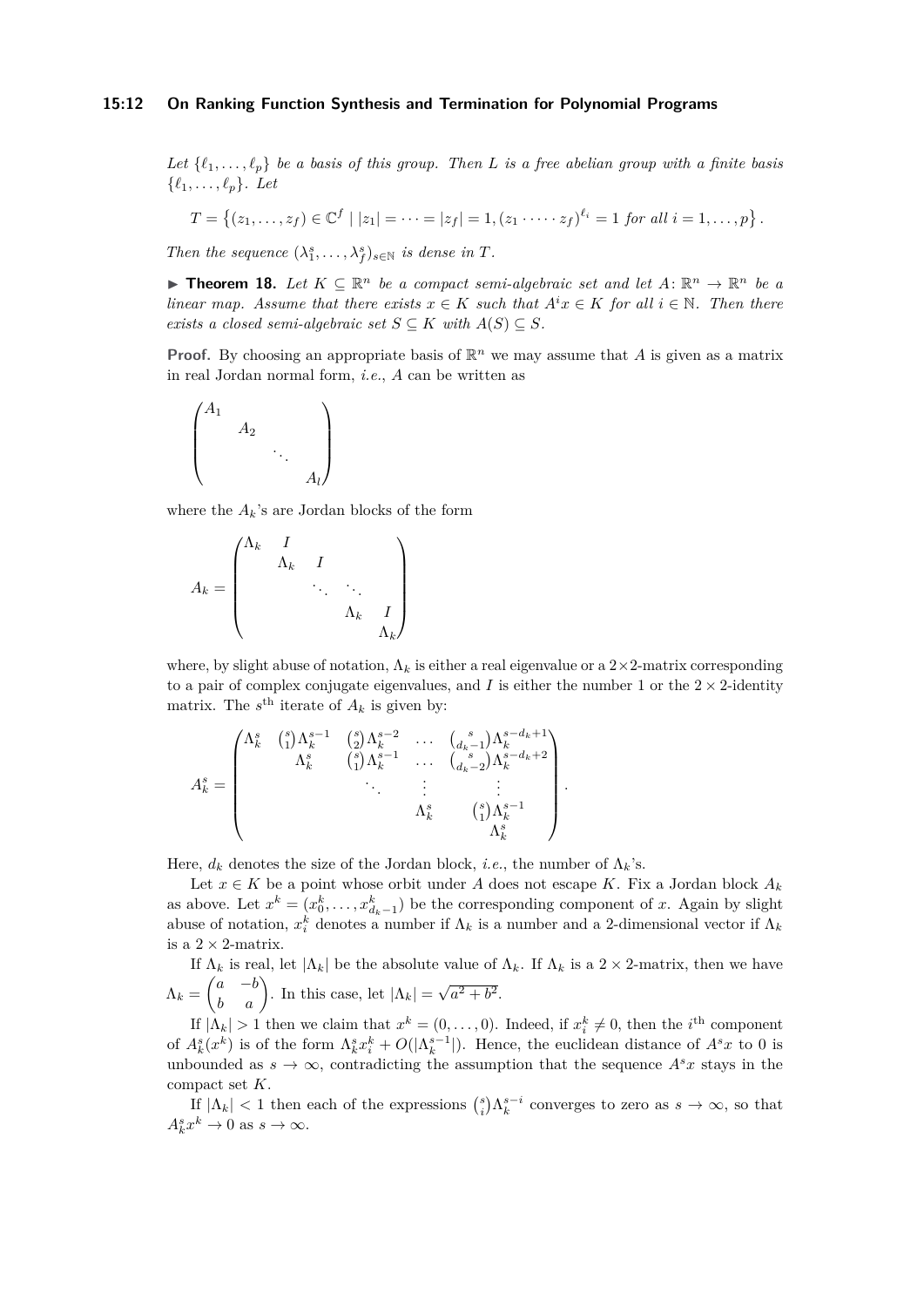*Let $\{\ell_1, \dots, \ell_p\}$ be a basis of this group. Then $L$ is a free abelian group with a finite basis $\{\ell_1, \dots, \ell_p\}$. Let*

$$T = \left\{(z_1, \dots, z_f) \in \mathbb{C}^f \mid |z_1| = \cdots = |z_f| = 1, (z_1 \cdot \cdots \cdot z_f)^{\ell_i} = 1 \text{ for all } i = 1, \dots, p\right\}.$$

*Then the sequence $(\lambda_1^s, \dots, \lambda_f^s)_{s \in \mathbb{N}}$ is dense in $T$.*

▶ **Theorem 18.** *Let $K \subseteq \mathbb{R}^n$ be a compact semi-algebraic set and let $A\colon \mathbb{R}^n \to \mathbb{R}^n$ be a linear map. Assume that there exists $x \in K$ such that $A^i x \in K$ for all $i \in \mathbb{N}$. Then there exists a closed semi-algebraic set $S \subseteq K$ with $A(S) \subseteq S$.*

**Proof.** By choosing an appropriate basis of $\mathbb{R}^n$ we may assume that $A$ is given as a matrix in real Jordan normal form, *i.e.*, $A$ can be written as

$$\begin{pmatrix} A_1 & & & \\ & A_2 & & \\ & & \ddots & \\ & & & A_l \end{pmatrix}$$

where the $A_k$'s are Jordan blocks of the form

$$A_k = \begin{pmatrix} \Lambda_k & I & & & \\ & \Lambda_k & I & & \\ & & \ddots & \ddots & \\ & & & \Lambda_k & I \\ & & & & \Lambda_k \end{pmatrix}$$

where, by slight abuse of notation, $\Lambda_k$ is either a real eigenvalue or a $2 \times 2$-matrix corresponding to a pair of complex conjugate eigenvalues, and $I$ is either the number 1 or the $2 \times 2$-identity matrix. The $s^{\text{th}}$ iterate of $A_k$ is given by:

$$A_k^s = \begin{pmatrix} \Lambda_k^s & \binom{s}{1}\Lambda_k^{s-1} & \binom{s}{2}\Lambda_k^{s-2} & \dots & \binom{s}{d_k-1}\Lambda_k^{s-d_k+1} \\ & \Lambda_k^s & \binom{s}{1}\Lambda_k^{s-1} & \dots & \binom{s}{d_k-2}\Lambda_k^{s-d_k+2} \\ & & \ddots & \vdots & \vdots \\ & & & \Lambda_k^s & \binom{s}{1}\Lambda_k^{s-1} \\ & & & & \Lambda_k^s \end{pmatrix}.$$

Here, $d_k$ denotes the size of the Jordan block, *i.e.*, the number of $\Lambda_k$'s.

Let $x \in K$ be a point whose orbit under $A$ does not escape $K$. Fix a Jordan block $A_k$ as above. Let $x^k = (x_0^k, \dots, x_{d_k-1}^k)$ be the corresponding component of $x$. Again by slight abuse of notation, $x_i^k$ denotes a number if $\Lambda_k$ is a number and a 2-dimensional vector if $\Lambda_k$ is a $2 \times 2$-matrix.

If $\Lambda_k$ is real, let $|\Lambda_k|$ be the absolute value of $\Lambda_k$. If $\Lambda_k$ is a $2 \times 2$-matrix, then we have $\Lambda_k = \begin{pmatrix} a & -b \\ b & a \end{pmatrix}$. In this case, let $|\Lambda_k| = \sqrt{a^2 + b^2}$.

If $|\Lambda_k| > 1$ then we claim that $x^k = (0, \dots, 0)$. Indeed, if $x_i^k \neq 0$, then the $i^{\text{th}}$ component of $A_k^s(x^k)$ is of the form $\Lambda_k^s x_i^k + O(|\Lambda_k^{s-1}|)$. Hence, the euclidean distance of $A^s x$ to 0 is unbounded as $s \to \infty$, contradicting the assumption that the sequence $A^s x$ stays in the compact set $K$.

If $|\Lambda_k| < 1$ then each of the expressions $\binom{s}{i}\Lambda_k^{s-i}$ converges to zero as $s \to \infty$, so that $A_k^s x^k \to 0$ as $s \to \infty$.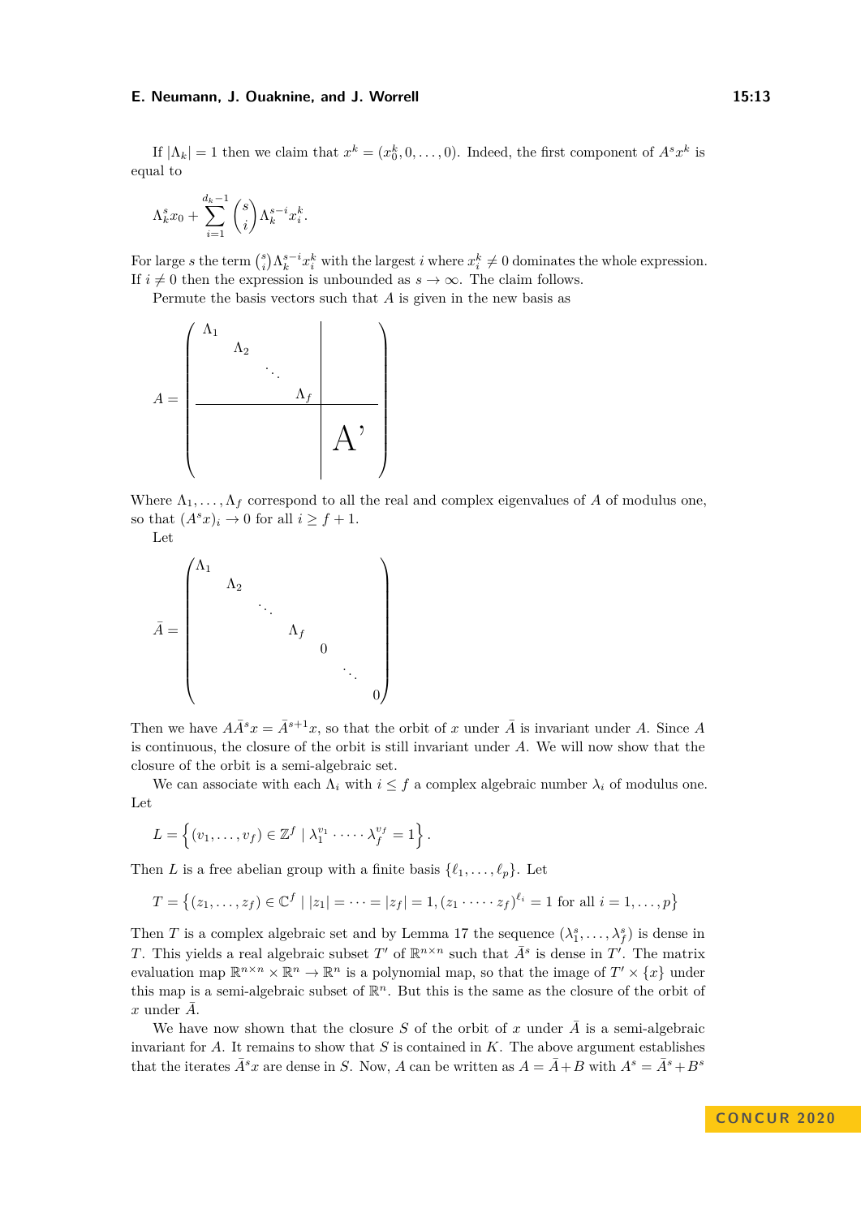If $|\Lambda_k| = 1$ then we claim that $x^k = (x_0^k, 0, \ldots, 0)$. Indeed, the first component of $A^s x^k$ is equal to

$$\Lambda_k^s x_0 + \sum_{i=1}^{d_k - 1} \binom{s}{i} \Lambda_k^{s-i} x_i^k.$$

For large $s$ the term $\binom{s}{i}\Lambda_k^{s-i} x_i^k$ with the largest $i$ where $x_i^k \neq 0$ dominates the whole expression. If $i \neq 0$ then the expression is unbounded as $s \to \infty$. The claim follows.

Permute the basis vectors such that $A$ is given in the new basis as

$$A = \left(\begin{array}{cccc|c} \Lambda_1 & & & & \\ & \Lambda_2 & & & \\ & & \ddots & & \\ & & & \Lambda_f & \\ \hline & & & & A' \end{array}\right)$$

Where $\Lambda_1, \ldots, \Lambda_f$ correspond to all the real and complex eigenvalues of $A$ of modulus one, so that $(A^s x)_i \to 0$ for all $i \geq f + 1$.

Let

$$\bar{A} = \begin{pmatrix} \Lambda_1 & & & & & & \\ & \Lambda_2 & & & & & \\ & & \ddots & & & & \\ & & & \Lambda_f & & & \\ & & & & 0 & & \\ & & & & & \ddots & \\ & & & & & & 0 \end{pmatrix}$$

Then we have $A\bar{A}^s x = \bar{A}^{s+1} x$, so that the orbit of $x$ under $\bar{A}$ is invariant under $A$. Since $A$ is continuous, the closure of the orbit is still invariant under $A$. We will now show that the closure of the orbit is a semi-algebraic set.

We can associate with each $\Lambda_i$ with $i \leq f$ a complex algebraic number $\lambda_i$ of modulus one. Let

$$L = \left\{ (v_1, \ldots, v_f) \in \mathbb{Z}^f \mid \lambda_1^{v_1} \cdot \cdots \cdot \lambda_f^{v_f} = 1 \right\}.$$

Then $L$ is a free abelian group with a finite basis $\{\ell_1, \ldots, \ell_p\}$. Let

$$T = \left\{ (z_1, \ldots, z_f) \in \mathbb{C}^f \mid |z_1| = \cdots = |z_f| = 1, (z_1 \cdot \cdots \cdot z_f)^{\ell_i} = 1 \text{ for all } i = 1, \ldots, p \right\}$$

Then $T$ is a complex algebraic set and by Lemma 17 the sequence $(\lambda_1^s, \ldots, \lambda_f^s)$ is dense in $T$. This yields a real algebraic subset $T'$ of $\mathbb{R}^{n \times n}$ such that $\bar{A}^s$ is dense in $T'$. The matrix evaluation map $\mathbb{R}^{n \times n} \times \mathbb{R}^n \to \mathbb{R}^n$ is a polynomial map, so that the image of $T' \times \{x\}$ under this map is a semi-algebraic subset of $\mathbb{R}^n$. But this is the same as the closure of the orbit of $x$ under $\bar{A}$.

We have now shown that the closure $S$ of the orbit of $x$ under $\bar{A}$ is a semi-algebraic invariant for $A$. It remains to show that $S$ is contained in $K$. The above argument establishes that the iterates $\bar{A}^s x$ are dense in $S$. Now, $A$ can be written as $A = \bar{A} + B$ with $A^s = \bar{A}^s + B^s$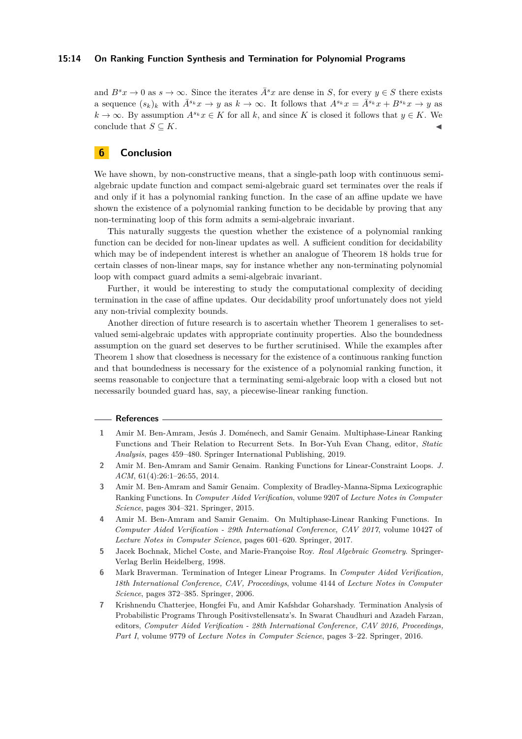and $B^s x \to 0$ as $s \to \infty$. Since the iterates $\bar{A}^s x$ are dense in $S$, for every $y \in S$ there exists a sequence $(s_k)_k$ with $\bar{A}^{s_k} x \to y$ as $k \to \infty$. It follows that $A^{s_k} x = \bar{A}^{s_k} x + B^{s_k} x \to y$ as $k \to \infty$. By assumption $A^{s_k} x \in K$ for all $k$, and since $K$ is closed it follows that $y \in K$. We conclude that $S \subseteq K$. ◀

## 6 Conclusion

We have shown, by non-constructive means, that a single-path loop with continuous semi-algebraic update function and compact semi-algebraic guard set terminates over the reals if and only if it has a polynomial ranking function. In the case of an affine update we have shown the existence of a polynomial ranking function to be decidable by proving that any non-terminating loop of this form admits a semi-algebraic invariant.

This naturally suggests the question whether the existence of a polynomial ranking function can be decided for non-linear updates as well. A sufficient condition for decidability which may be of independent interest is whether an analogue of Theorem 18 holds true for certain classes of non-linear maps, say for instance whether any non-terminating polynomial loop with compact guard admits a semi-algebraic invariant.

Further, it would be interesting to study the computational complexity of deciding termination in the case of affine updates. Our decidability proof unfortunately does not yield any non-trivial complexity bounds.

Another direction of future research is to ascertain whether Theorem 1 generalises to set-valued semi-algebraic updates with appropriate continuity properties. Also the boundedness assumption on the guard set deserves to be further scrutinised. While the examples after Theorem 1 show that closedness is necessary for the existence of a continuous ranking function and that boundedness is necessary for the existence of a polynomial ranking function, it seems reasonable to conjecture that a terminating semi-algebraic loop with a closed but not necessarily bounded guard has, say, a piecewise-linear ranking function.

## References

1. Amir M. Ben-Amram, Jesús J. Doménech, and Samir Genaim. Multiphase-Linear Ranking Functions and Their Relation to Recurrent Sets. In Bor-Yuh Evan Chang, editor, *Static Analysis*, pages 459–480. Springer International Publishing, 2019.
2. Amir M. Ben-Amram and Samir Genaim. Ranking Functions for Linear-Constraint Loops. *J. ACM*, 61(4):26:1–26:55, 2014.
3. Amir M. Ben-Amram and Samir Genaim. Complexity of Bradley-Manna-Sipma Lexicographic Ranking Functions. In *Computer Aided Verification*, volume 9207 of *Lecture Notes in Computer Science*, pages 304–321. Springer, 2015.
4. Amir M. Ben-Amram and Samir Genaim. On Multiphase-Linear Ranking Functions. In *Computer Aided Verification - 29th International Conference, CAV 2017*, volume 10427 of *Lecture Notes in Computer Science*, pages 601–620. Springer, 2017.
5. Jacek Bochnak, Michel Coste, and Marie-Françoise Roy. *Real Algebraic Geometry*. Springer-Verlag Berlin Heidelberg, 1998.
6. Mark Braverman. Termination of Integer Linear Programs. In *Computer Aided Verification, 18th International Conference, CAV, Proceedings*, volume 4144 of *Lecture Notes in Computer Science*, pages 372–385. Springer, 2006.
7. Krishnendu Chatterjee, Hongfei Fu, and Amir Kafshdar Goharshady. Termination Analysis of Probabilistic Programs Through Positivstellensatz's. In Swarat Chaudhuri and Azadeh Farzan, editors, *Computer Aided Verification - 28th International Conference, CAV 2016, Proceedings, Part I*, volume 9779 of *Lecture Notes in Computer Science*, pages 3–22. Springer, 2016.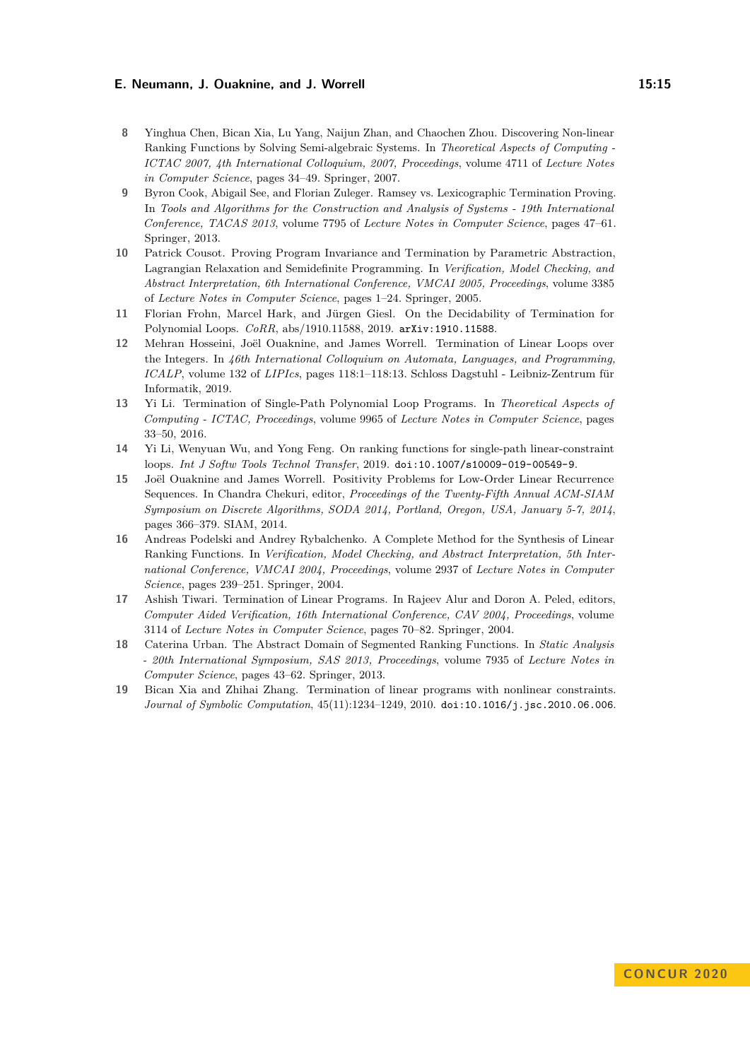8. Yinghua Chen, Bican Xia, Lu Yang, Naijun Zhan, and Chaochen Zhou. Discovering Non-linear Ranking Functions by Solving Semi-algebraic Systems. In *Theoretical Aspects of Computing - ICTAC 2007, 4th International Colloquium, 2007, Proceedings*, volume 4711 of *Lecture Notes in Computer Science*, pages 34–49. Springer, 2007.
9. Byron Cook, Abigail See, and Florian Zuleger. Ramsey vs. Lexicographic Termination Proving. In *Tools and Algorithms for the Construction and Analysis of Systems - 19th International Conference, TACAS 2013*, volume 7795 of *Lecture Notes in Computer Science*, pages 47–61. Springer, 2013.
10. Patrick Cousot. Proving Program Invariance and Termination by Parametric Abstraction, Lagrangian Relaxation and Semidefinite Programming. In *Verification, Model Checking, and Abstract Interpretation, 6th International Conference, VMCAI 2005, Proceedings*, volume 3385 of *Lecture Notes in Computer Science*, pages 1–24. Springer, 2005.
11. Florian Frohn, Marcel Hark, and Jürgen Giesl. On the Decidability of Termination for Polynomial Loops. *CoRR*, abs/1910.11588, 2019. arXiv:1910.11588.
12. Mehran Hosseini, Joël Ouaknine, and James Worrell. Termination of Linear Loops over the Integers. In *46th International Colloquium on Automata, Languages, and Programming, ICALP*, volume 132 of *LIPIcs*, pages 118:1–118:13. Schloss Dagstuhl - Leibniz-Zentrum für Informatik, 2019.
13. Yi Li. Termination of Single-Path Polynomial Loop Programs. In *Theoretical Aspects of Computing - ICTAC, Proceedings*, volume 9965 of *Lecture Notes in Computer Science*, pages 33–50, 2016.
14. Yi Li, Wenyuan Wu, and Yong Feng. On ranking functions for single-path linear-constraint loops. *Int J Softw Tools Technol Transfer*, 2019. doi:10.1007/s10009-019-00549-9.
15. Joël Ouaknine and James Worrell. Positivity Problems for Low-Order Linear Recurrence Sequences. In Chandra Chekuri, editor, *Proceedings of the Twenty-Fifth Annual ACM-SIAM Symposium on Discrete Algorithms, SODA 2014, Portland, Oregon, USA, January 5-7, 2014*, pages 366–379. SIAM, 2014.
16. Andreas Podelski and Andrey Rybalchenko. A Complete Method for the Synthesis of Linear Ranking Functions. In *Verification, Model Checking, and Abstract Interpretation, 5th International Conference, VMCAI 2004, Proceedings*, volume 2937 of *Lecture Notes in Computer Science*, pages 239–251. Springer, 2004.
17. Ashish Tiwari. Termination of Linear Programs. In Rajeev Alur and Doron A. Peled, editors, *Computer Aided Verification, 16th International Conference, CAV 2004, Proceedings*, volume 3114 of *Lecture Notes in Computer Science*, pages 70–82. Springer, 2004.
18. Caterina Urban. The Abstract Domain of Segmented Ranking Functions. In *Static Analysis - 20th International Symposium, SAS 2013, Proceedings*, volume 7935 of *Lecture Notes in Computer Science*, pages 43–62. Springer, 2013.
19. Bican Xia and Zhihai Zhang. Termination of linear programs with nonlinear constraints. *Journal of Symbolic Computation*, 45(11):1234–1249, 2010. doi:10.1016/j.jsc.2010.06.006.